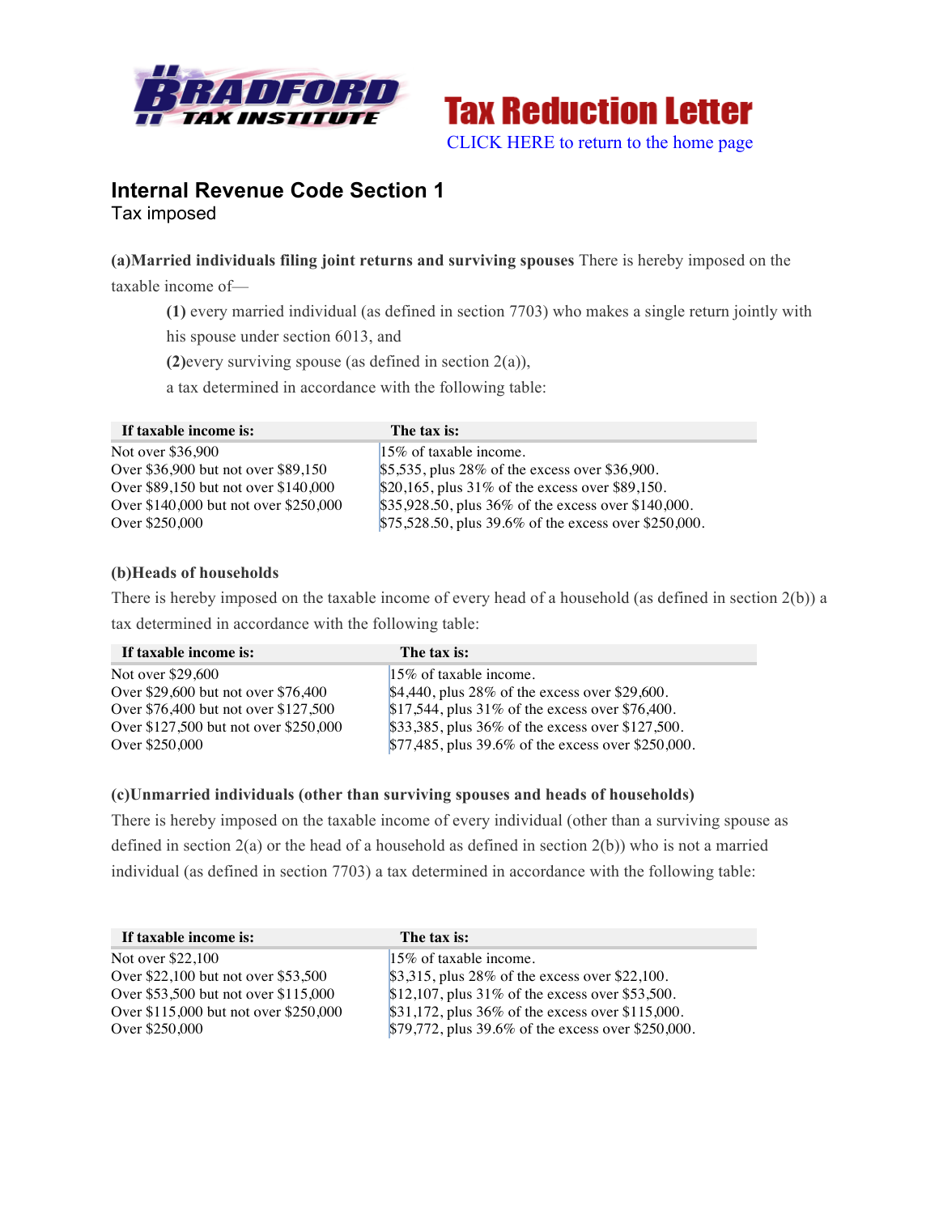Tax Reduction Letter

CLICK HERE to return to the home page

## Internal Revenue Code Section 1

Tax imposed

**(a)Married individuals filing joint returns and surviving spouses** There is hereby imposed on the taxable income of—

**(1)** every married individual (as defined in section 7703) who makes a single return jointly with his spouse under section 6013, and

**(2)**every surviving spouse (as defined in section 2(a)),

a tax determined in accordance with the following table:

| If taxable income is: | The tax is: |
|---|---|
| Not over $36,900 | 15% of taxable income. |
| Over $36,900 but not over $89,150 | $5,535, plus 28% of the excess over $36,900. |
| Over $89,150 but not over $140,000 | $20,165, plus 31% of the excess over $89,150. |
| Over $140,000 but not over $250,000 | $35,928.50, plus 36% of the excess over $140,000. |
| Over $250,000 | $75,528.50, plus 39.6% of the excess over $250,000. |

**(b)Heads of households**

There is hereby imposed on the taxable income of every head of a household (as defined in section 2(b)) a tax determined in accordance with the following table:

| If taxable income is: | The tax is: |
|---|---|
| Not over $29,600 | 15% of taxable income. |
| Over $29,600 but not over $76,400 | $4,440, plus 28% of the excess over $29,600. |
| Over $76,400 but not over $127,500 | $17,544, plus 31% of the excess over $76,400. |
| Over $127,500 but not over $250,000 | $33,385, plus 36% of the excess over $127,500. |
| Over $250,000 | $77,485, plus 39.6% of the excess over $250,000. |

**(c)Unmarried individuals (other than surviving spouses and heads of households)**

There is hereby imposed on the taxable income of every individual (other than a surviving spouse as defined in section 2(a) or the head of a household as defined in section 2(b)) who is not a married individual (as defined in section 7703) a tax determined in accordance with the following table:

| If taxable income is: | The tax is: |
|---|---|
| Not over $22,100 | 15% of taxable income. |
| Over $22,100 but not over $53,500 | $3,315, plus 28% of the excess over $22,100. |
| Over $53,500 but not over $115,000 | $12,107, plus 31% of the excess over $53,500. |
| Over $115,000 but not over $250,000 | $31,172, plus 36% of the excess over $115,000. |
| Over $250,000 | $79,772, plus 39.6% of the excess over $250,000. |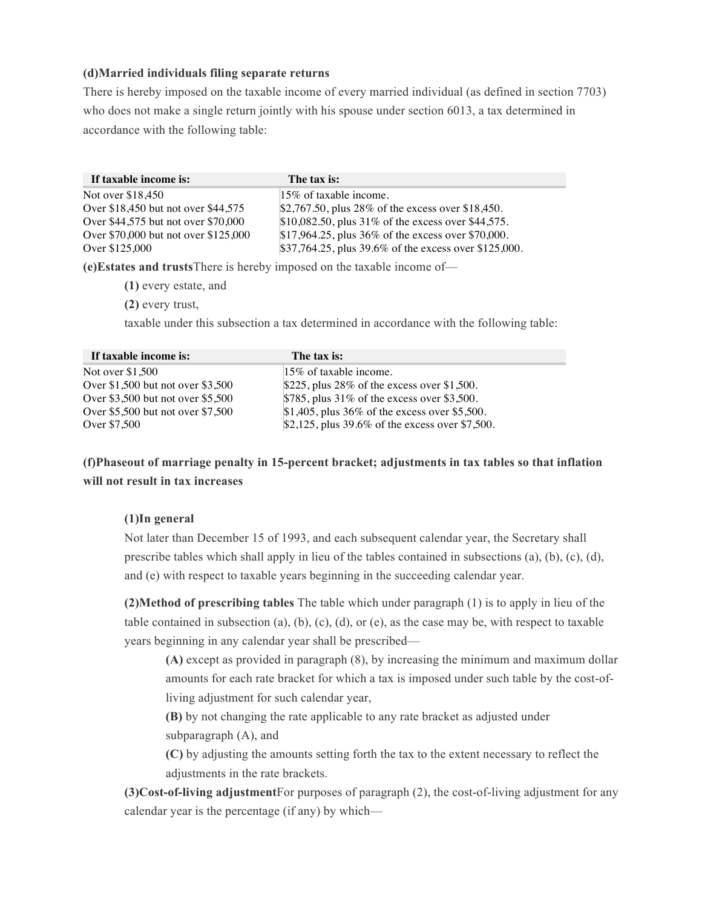**(d)Married individuals filing separate returns**

There is hereby imposed on the taxable income of every married individual (as defined in section 7703) who does not make a single return jointly with his spouse under section 6013, a tax determined in accordance with the following table:

| If taxable income is: | The tax is: |
| --- | --- |
| Not over $18,450 | 15% of taxable income. |
| Over $18,450 but not over $44,575 | $2,767.50, plus 28% of the excess over $18,450. |
| Over $44,575 but not over $70,000 | $10,082.50, plus 31% of the excess over $44,575. |
| Over $70,000 but not over $125,000 | $17,964.25, plus 36% of the excess over $70,000. |
| Over $125,000 | $37,764.25, plus 39.6% of the excess over $125,000. |

**(e)Estates and trusts**There is hereby imposed on the taxable income of—

**(1)** every estate, and

**(2)** every trust,

taxable under this subsection a tax determined in accordance with the following table:

| If taxable income is: | The tax is: |
| --- | --- |
| Not over $1,500 | 15% of taxable income. |
| Over $1,500 but not over $3,500 | $225, plus 28% of the excess over $1,500. |
| Over $3,500 but not over $5,500 | $785, plus 31% of the excess over $3,500. |
| Over $5,500 but not over $7,500 | $1,405, plus 36% of the excess over $5,500. |
| Over $7,500 | $2,125, plus 39.6% of the excess over $7,500. |

**(f)Phaseout of marriage penalty in 15-percent bracket; adjustments in tax tables so that inflation will not result in tax increases**

**(1)In general**

Not later than December 15 of 1993, and each subsequent calendar year, the Secretary shall prescribe tables which shall apply in lieu of the tables contained in subsections (a), (b), (c), (d), and (e) with respect to taxable years beginning in the succeeding calendar year.

**(2)Method of prescribing tables** The table which under paragraph (1) is to apply in lieu of the table contained in subsection (a), (b), (c), (d), or (e), as the case may be, with respect to taxable years beginning in any calendar year shall be prescribed—

**(A)** except as provided in paragraph (8), by increasing the minimum and maximum dollar amounts for each rate bracket for which a tax is imposed under such table by the cost-of-living adjustment for such calendar year,

**(B)** by not changing the rate applicable to any rate bracket as adjusted under subparagraph (A), and

**(C)** by adjusting the amounts setting forth the tax to the extent necessary to reflect the adjustments in the rate brackets.

**(3)Cost-of-living adjustment**For purposes of paragraph (2), the cost-of-living adjustment for any calendar year is the percentage (if any) by which—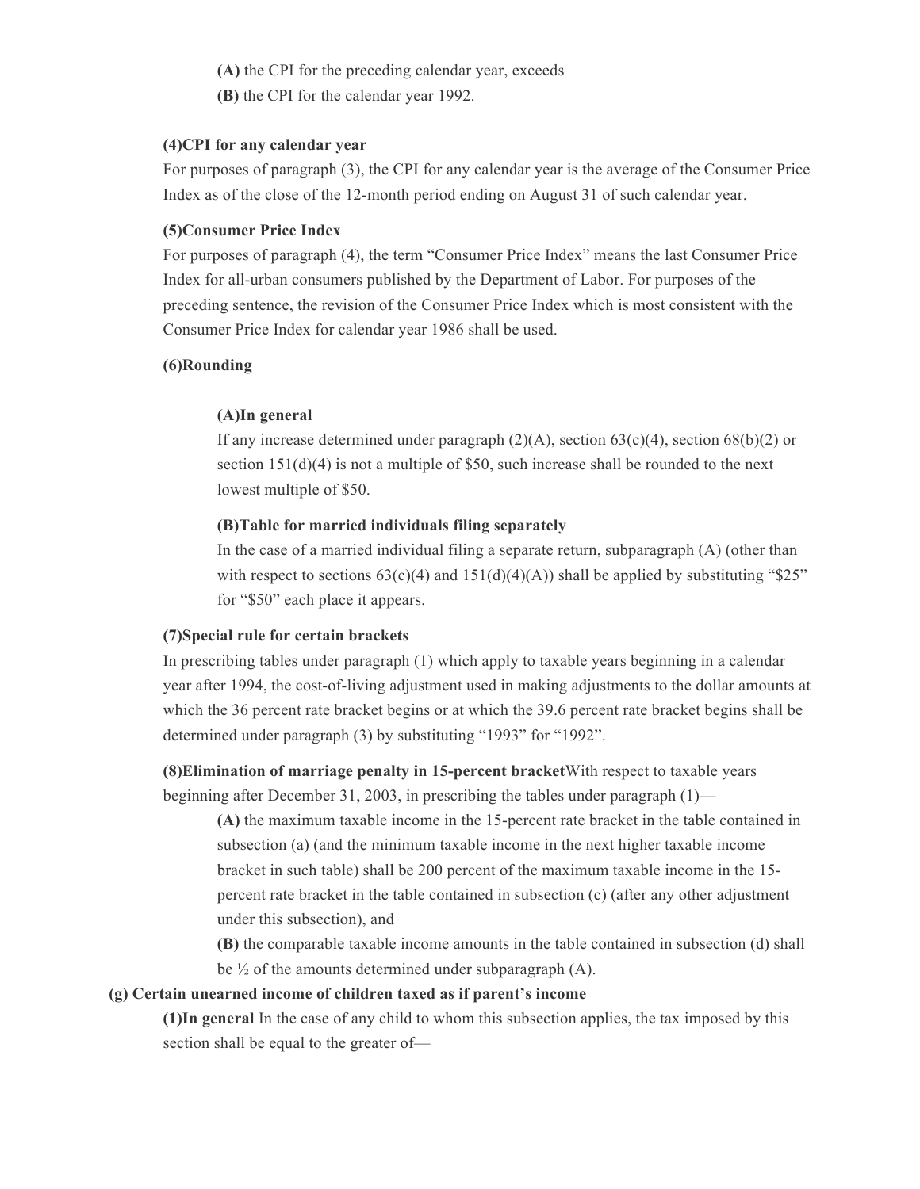**(A)** the CPI for the preceding calendar year, exceeds

**(B)** the CPI for the calendar year 1992.

**(4)CPI for any calendar year**

For purposes of paragraph (3), the CPI for any calendar year is the average of the Consumer Price Index as of the close of the 12-month period ending on August 31 of such calendar year.

**(5)Consumer Price Index**

For purposes of paragraph (4), the term "Consumer Price Index" means the last Consumer Price Index for all-urban consumers published by the Department of Labor. For purposes of the preceding sentence, the revision of the Consumer Price Index which is most consistent with the Consumer Price Index for calendar year 1986 shall be used.

**(6)Rounding**

**(A)In general**

If any increase determined under paragraph (2)(A), section 63(c)(4), section 68(b)(2) or section 151(d)(4) is not a multiple of $50, such increase shall be rounded to the next lowest multiple of $50.

**(B)Table for married individuals filing separately**

In the case of a married individual filing a separate return, subparagraph (A) (other than with respect to sections 63(c)(4) and 151(d)(4)(A)) shall be applied by substituting "$25" for "$50" each place it appears.

**(7)Special rule for certain brackets**

In prescribing tables under paragraph (1) which apply to taxable years beginning in a calendar year after 1994, the cost-of-living adjustment used in making adjustments to the dollar amounts at which the 36 percent rate bracket begins or at which the 39.6 percent rate bracket begins shall be determined under paragraph (3) by substituting "1993" for "1992".

**(8)Elimination of marriage penalty in 15-percent bracket**With respect to taxable years beginning after December 31, 2003, in prescribing the tables under paragraph (1)—

**(A)** the maximum taxable income in the 15-percent rate bracket in the table contained in subsection (a) (and the minimum taxable income in the next higher taxable income bracket in such table) shall be 200 percent of the maximum taxable income in the 15-percent rate bracket in the table contained in subsection (c) (after any other adjustment under this subsection), and

**(B)** the comparable taxable income amounts in the table contained in subsection (d) shall be ½ of the amounts determined under subparagraph (A).

**(g) Certain unearned income of children taxed as if parent's income**

**(1)In general** In the case of any child to whom this subsection applies, the tax imposed by this section shall be equal to the greater of—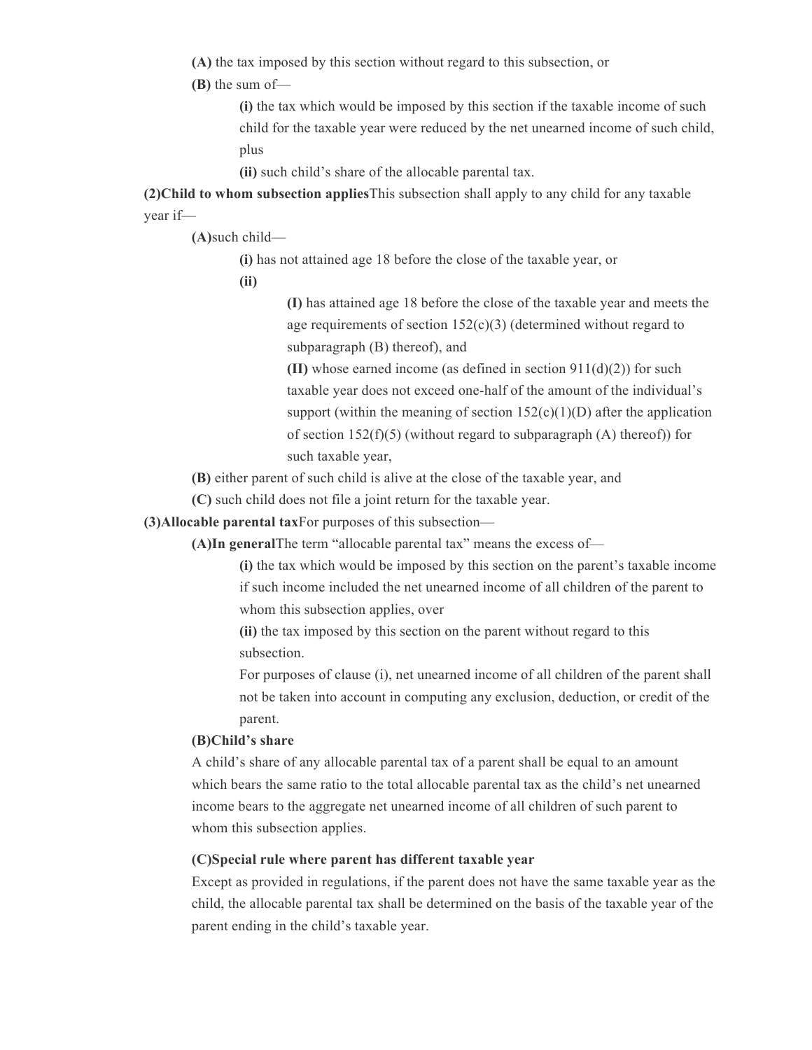**(A)** the tax imposed by this section without regard to this subsection, or

**(B)** the sum of—

**(i)** the tax which would be imposed by this section if the taxable income of such child for the taxable year were reduced by the net unearned income of such child, plus

**(ii)** such child's share of the allocable parental tax.

**(2)Child to whom subsection applies**This subsection shall apply to any child for any taxable year if—

**(A)**such child—

**(i)** has not attained age 18 before the close of the taxable year, or

**(ii)**

**(I)** has attained age 18 before the close of the taxable year and meets the age requirements of section 152(c)(3) (determined without regard to subparagraph (B) thereof), and

**(II)** whose earned income (as defined in section 911(d)(2)) for such taxable year does not exceed one-half of the amount of the individual's support (within the meaning of section 152(c)(1)(D) after the application of section 152(f)(5) (without regard to subparagraph (A) thereof)) for such taxable year,

**(B)** either parent of such child is alive at the close of the taxable year, and

**(C)** such child does not file a joint return for the taxable year.

**(3)Allocable parental tax**For purposes of this subsection—

**(A)In general**The term "allocable parental tax" means the excess of—

**(i)** the tax which would be imposed by this section on the parent's taxable income if such income included the net unearned income of all children of the parent to whom this subsection applies, over

**(ii)** the tax imposed by this section on the parent without regard to this subsection.

For purposes of clause (i), net unearned income of all children of the parent shall not be taken into account in computing any exclusion, deduction, or credit of the parent.

**(B)Child's share**

A child's share of any allocable parental tax of a parent shall be equal to an amount which bears the same ratio to the total allocable parental tax as the child's net unearned income bears to the aggregate net unearned income of all children of such parent to whom this subsection applies.

**(C)Special rule where parent has different taxable year**

Except as provided in regulations, if the parent does not have the same taxable year as the child, the allocable parental tax shall be determined on the basis of the taxable year of the parent ending in the child's taxable year.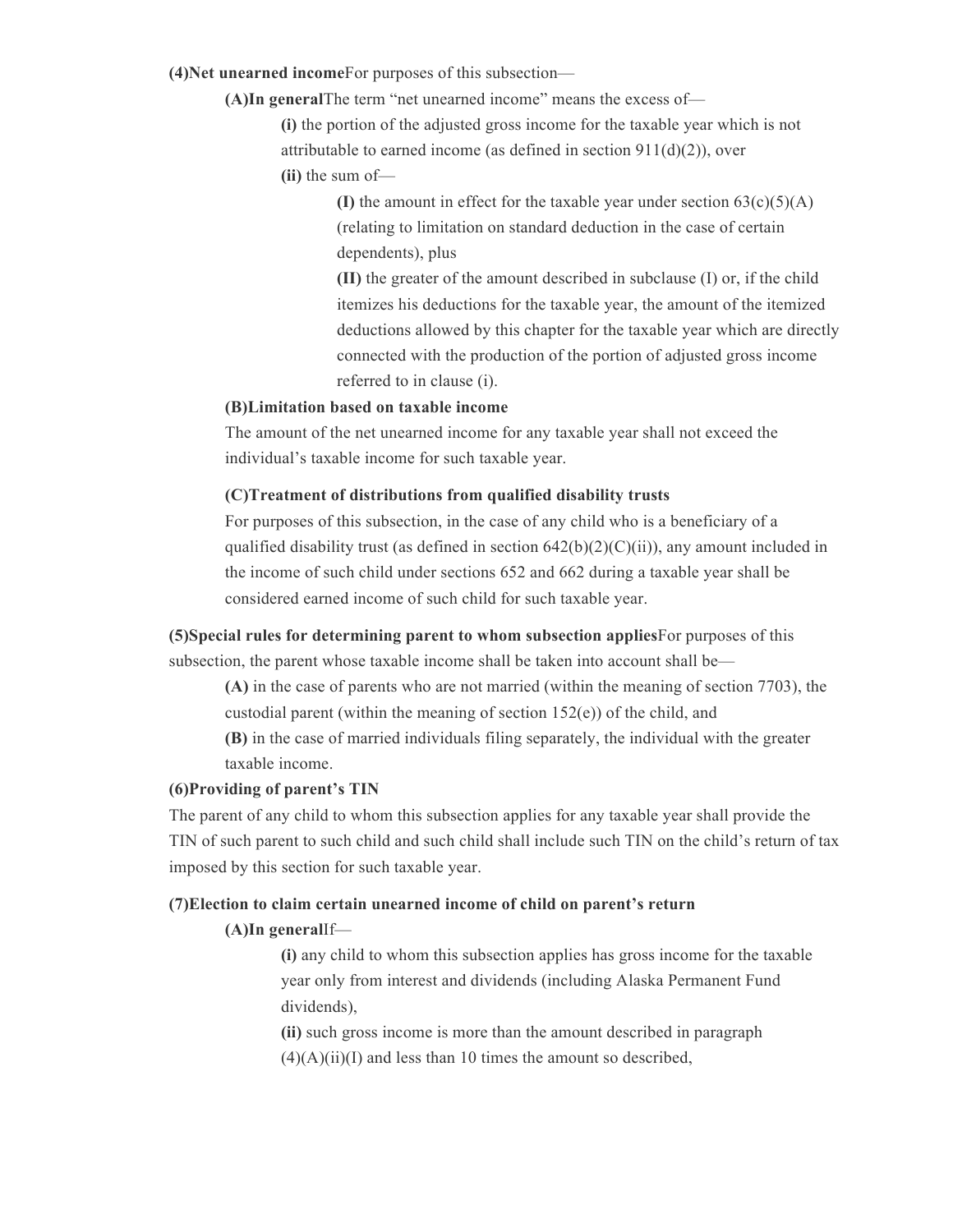**(4) Net unearned income** For purposes of this subsection—

**(A) In general** The term "net unearned income" means the excess of—

**(i)** the portion of the adjusted gross income for the taxable year which is not attributable to earned income (as defined in section 911(d)(2)), over

**(ii)** the sum of—

**(I)** the amount in effect for the taxable year under section 63(c)(5)(A) (relating to limitation on standard deduction in the case of certain dependents), plus

**(II)** the greater of the amount described in subclause (I) or, if the child itemizes his deductions for the taxable year, the amount of the itemized deductions allowed by this chapter for the taxable year which are directly connected with the production of the portion of adjusted gross income referred to in clause (i).

**(B) Limitation based on taxable income**

The amount of the net unearned income for any taxable year shall not exceed the individual's taxable income for such taxable year.

**(C) Treatment of distributions from qualified disability trusts**

For purposes of this subsection, in the case of any child who is a beneficiary of a qualified disability trust (as defined in section 642(b)(2)(C)(ii)), any amount included in the income of such child under sections 652 and 662 during a taxable year shall be considered earned income of such child for such taxable year.

**(5) Special rules for determining parent to whom subsection applies** For purposes of this subsection, the parent whose taxable income shall be taken into account shall be—

**(A)** in the case of parents who are not married (within the meaning of section 7703), the custodial parent (within the meaning of section 152(e)) of the child, and

**(B)** in the case of married individuals filing separately, the individual with the greater taxable income.

**(6) Providing of parent's TIN**

The parent of any child to whom this subsection applies for any taxable year shall provide the TIN of such parent to such child and such child shall include such TIN on the child's return of tax imposed by this section for such taxable year.

**(7) Election to claim certain unearned income of child on parent's return**

**(A) In general** If—

**(i)** any child to whom this subsection applies has gross income for the taxable year only from interest and dividends (including Alaska Permanent Fund dividends),

**(ii)** such gross income is more than the amount described in paragraph (4)(A)(ii)(I) and less than 10 times the amount so described,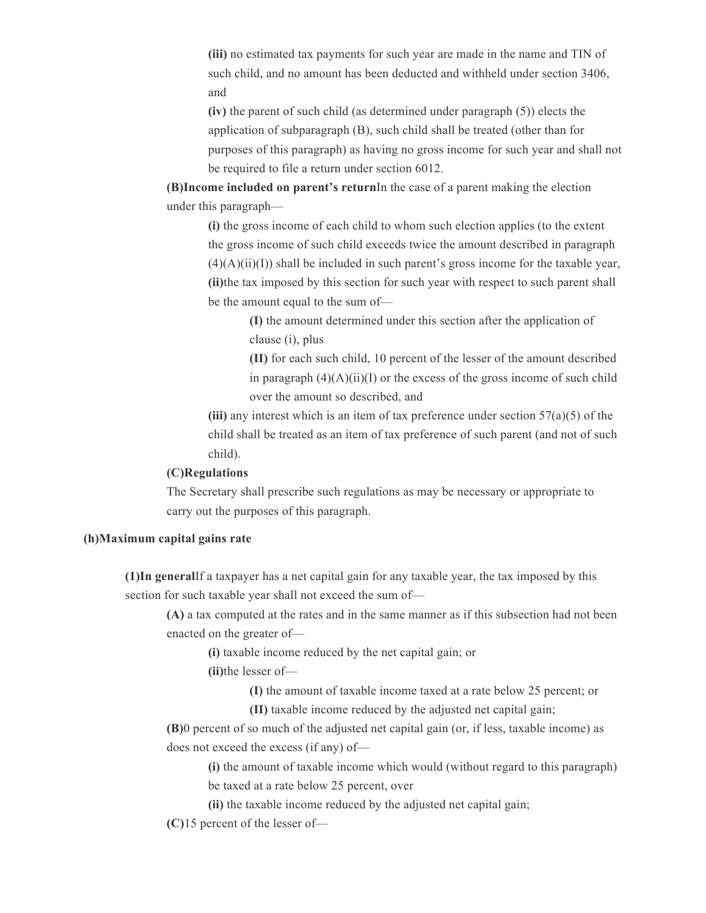**(iii)** no estimated tax payments for such year are made in the name and TIN of such child, and no amount has been deducted and withheld under section 3406, and

**(iv)** the parent of such child (as determined under paragraph (5)) elects the application of subparagraph (B), such child shall be treated (other than for purposes of this paragraph) as having no gross income for such year and shall not be required to file a return under section 6012.

**(B)Income included on parent's return**In the case of a parent making the election under this paragraph—

**(i)** the gross income of each child to whom such election applies (to the extent the gross income of such child exceeds twice the amount described in paragraph (4)(A)(ii)(I)) shall be included in such parent's gross income for the taxable year,

**(ii)**the tax imposed by this section for such year with respect to such parent shall be the amount equal to the sum of—

**(I)** the amount determined under this section after the application of clause (i), plus

**(II)** for each such child, 10 percent of the lesser of the amount described in paragraph (4)(A)(ii)(I) or the excess of the gross income of such child over the amount so described, and

**(iii)** any interest which is an item of tax preference under section 57(a)(5) of the child shall be treated as an item of tax preference of such parent (and not of such child).

**(C)Regulations**

The Secretary shall prescribe such regulations as may be necessary or appropriate to carry out the purposes of this paragraph.

**(h)Maximum capital gains rate**

**(1)In general**If a taxpayer has a net capital gain for any taxable year, the tax imposed by this section for such taxable year shall not exceed the sum of—

**(A)** a tax computed at the rates and in the same manner as if this subsection had not been enacted on the greater of—

**(i)** taxable income reduced by the net capital gain; or

**(ii)**the lesser of—

**(I)** the amount of taxable income taxed at a rate below 25 percent; or

**(II)** taxable income reduced by the adjusted net capital gain;

**(B)**0 percent of so much of the adjusted net capital gain (or, if less, taxable income) as does not exceed the excess (if any) of—

**(i)** the amount of taxable income which would (without regard to this paragraph) be taxed at a rate below 25 percent, over

**(ii)** the taxable income reduced by the adjusted net capital gain;

**(C)**15 percent of the lesser of—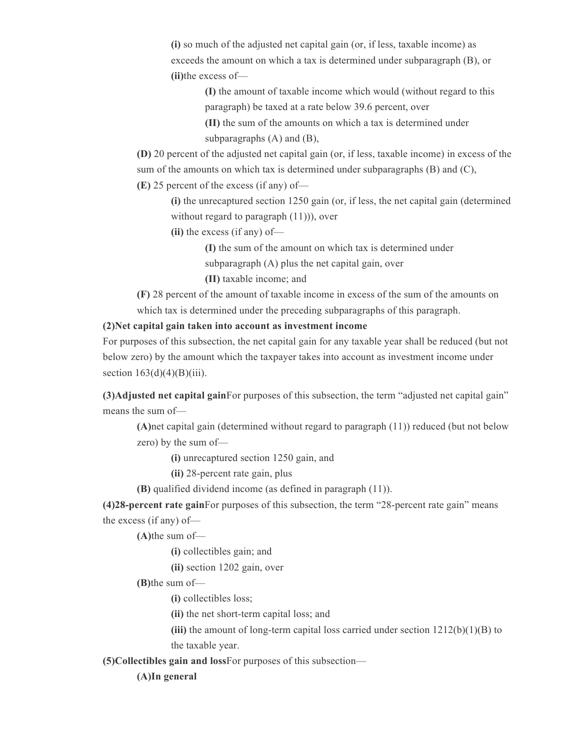**(i)** so much of the adjusted net capital gain (or, if less, taxable income) as exceeds the amount on which a tax is determined under subparagraph (B), or

**(ii)**the excess of—

**(I)** the amount of taxable income which would (without regard to this paragraph) be taxed at a rate below 39.6 percent, over

**(II)** the sum of the amounts on which a tax is determined under subparagraphs (A) and (B),

**(D)** 20 percent of the adjusted net capital gain (or, if less, taxable income) in excess of the sum of the amounts on which tax is determined under subparagraphs (B) and (C),

**(E)** 25 percent of the excess (if any) of—

**(i)** the unrecaptured section 1250 gain (or, if less, the net capital gain (determined without regard to paragraph (11))), over

**(ii)** the excess (if any) of—

**(I)** the sum of the amount on which tax is determined under subparagraph (A) plus the net capital gain, over

**(II)** taxable income; and

**(F)** 28 percent of the amount of taxable income in excess of the sum of the amounts on which tax is determined under the preceding subparagraphs of this paragraph.

**(2)Net capital gain taken into account as investment income**

For purposes of this subsection, the net capital gain for any taxable year shall be reduced (but not below zero) by the amount which the taxpayer takes into account as investment income under section 163(d)(4)(B)(iii).

**(3)Adjusted net capital gain**For purposes of this subsection, the term "adjusted net capital gain" means the sum of—

**(A)**net capital gain (determined without regard to paragraph (11)) reduced (but not below zero) by the sum of—

**(i)** unrecaptured section 1250 gain, and

**(ii)** 28-percent rate gain, plus

**(B)** qualified dividend income (as defined in paragraph (11)).

**(4)28-percent rate gain**For purposes of this subsection, the term "28-percent rate gain" means the excess (if any) of—

**(A)**the sum of—

**(i)** collectibles gain; and

**(ii)** section 1202 gain, over

**(B)**the sum of—

**(i)** collectibles loss;

**(ii)** the net short-term capital loss; and

**(iii)** the amount of long-term capital loss carried under section 1212(b)(1)(B) to the taxable year.

**(5)Collectibles gain and loss**For purposes of this subsection—

**(A)In general**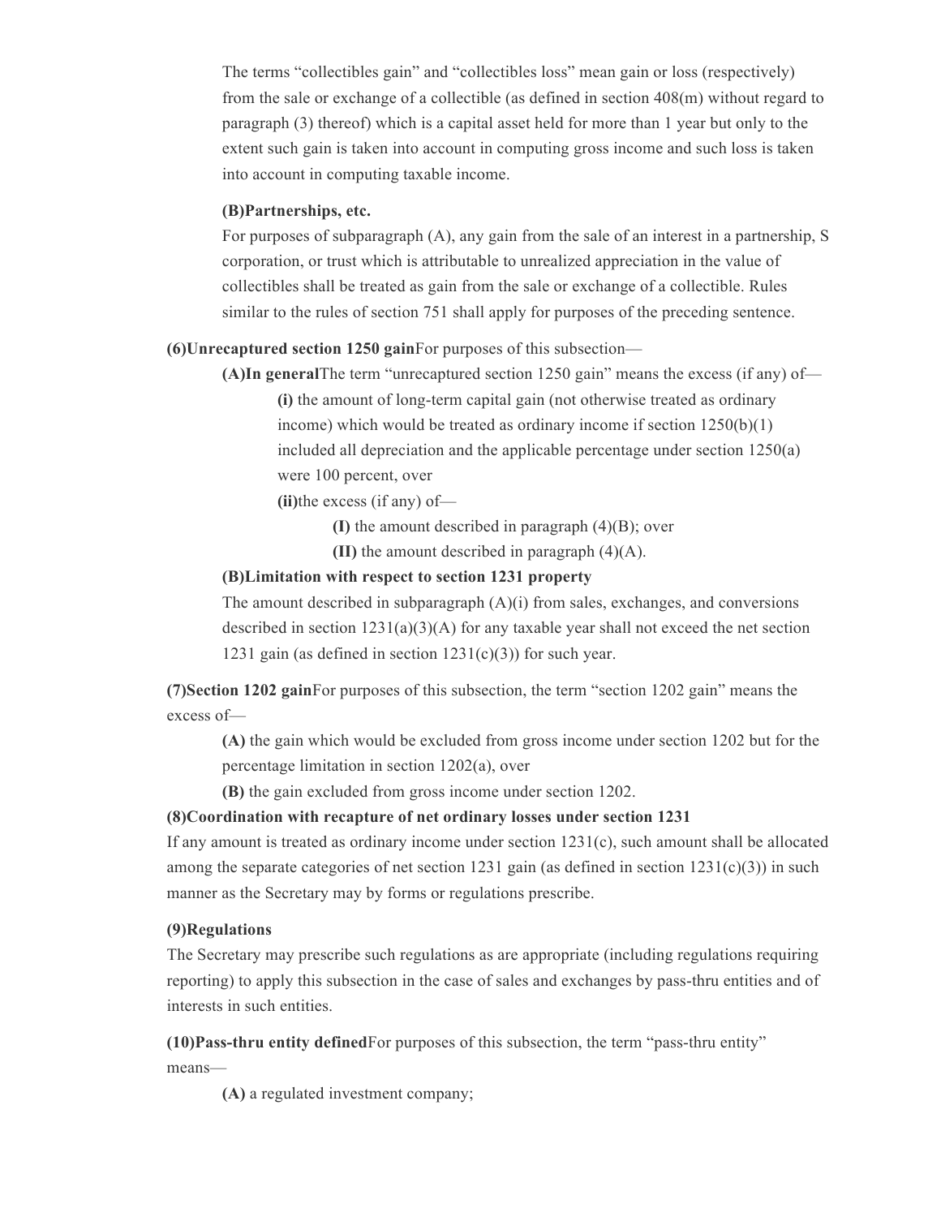The terms "collectibles gain" and "collectibles loss" mean gain or loss (respectively) from the sale or exchange of a collectible (as defined in section 408(m) without regard to paragraph (3) thereof) which is a capital asset held for more than 1 year but only to the extent such gain is taken into account in computing gross income and such loss is taken into account in computing taxable income.

**(B)Partnerships, etc.**

For purposes of subparagraph (A), any gain from the sale of an interest in a partnership, S corporation, or trust which is attributable to unrealized appreciation in the value of collectibles shall be treated as gain from the sale or exchange of a collectible. Rules similar to the rules of section 751 shall apply for purposes of the preceding sentence.

**(6)Unrecaptured section 1250 gain**For purposes of this subsection—

**(A)In general**The term "unrecaptured section 1250 gain" means the excess (if any) of—

**(i)** the amount of long-term capital gain (not otherwise treated as ordinary income) which would be treated as ordinary income if section 1250(b)(1) included all depreciation and the applicable percentage under section 1250(a) were 100 percent, over

**(ii)**the excess (if any) of—

**(I)** the amount described in paragraph (4)(B); over

**(II)** the amount described in paragraph (4)(A).

**(B)Limitation with respect to section 1231 property**

The amount described in subparagraph (A)(i) from sales, exchanges, and conversions described in section 1231(a)(3)(A) for any taxable year shall not exceed the net section 1231 gain (as defined in section 1231(c)(3)) for such year.

**(7)Section 1202 gain**For purposes of this subsection, the term "section 1202 gain" means the excess of—

**(A)** the gain which would be excluded from gross income under section 1202 but for the percentage limitation in section 1202(a), over

**(B)** the gain excluded from gross income under section 1202.

**(8)Coordination with recapture of net ordinary losses under section 1231**

If any amount is treated as ordinary income under section 1231(c), such amount shall be allocated among the separate categories of net section 1231 gain (as defined in section 1231(c)(3)) in such manner as the Secretary may by forms or regulations prescribe.

**(9)Regulations**

The Secretary may prescribe such regulations as are appropriate (including regulations requiring reporting) to apply this subsection in the case of sales and exchanges by pass-thru entities and of interests in such entities.

**(10)Pass-thru entity defined**For purposes of this subsection, the term "pass-thru entity" means—

**(A)** a regulated investment company;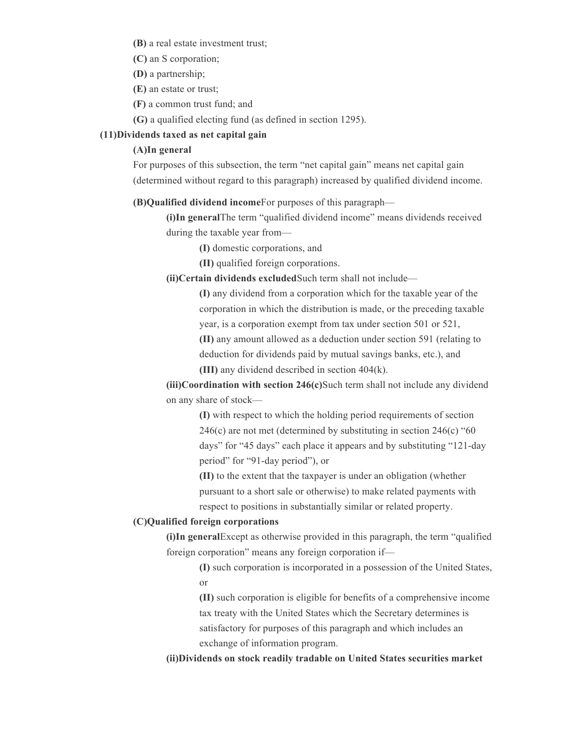**(B)** a real estate investment trust;

**(C)** an S corporation;

**(D)** a partnership;

**(E)** an estate or trust;

**(F)** a common trust fund; and

**(G)** a qualified electing fund (as defined in section 1295).

**(11)Dividends taxed as net capital gain**

**(A)In general**

For purposes of this subsection, the term "net capital gain" means net capital gain (determined without regard to this paragraph) increased by qualified dividend income.

**(B)Qualified dividend income**For purposes of this paragraph—

**(i)In general**The term "qualified dividend income" means dividends received during the taxable year from—

**(I)** domestic corporations, and

**(II)** qualified foreign corporations.

**(ii)Certain dividends excluded**Such term shall not include—

**(I)** any dividend from a corporation which for the taxable year of the corporation in which the distribution is made, or the preceding taxable year, is a corporation exempt from tax under section 501 or 521,

**(II)** any amount allowed as a deduction under section 591 (relating to deduction for dividends paid by mutual savings banks, etc.), and

**(III)** any dividend described in section 404(k).

**(iii)Coordination with section 246(c)**Such term shall not include any dividend on any share of stock—

**(I)** with respect to which the holding period requirements of section 246(c) are not met (determined by substituting in section 246(c) "60 days" for "45 days" each place it appears and by substituting "121-day period" for "91-day period"), or

**(II)** to the extent that the taxpayer is under an obligation (whether pursuant to a short sale or otherwise) to make related payments with respect to positions in substantially similar or related property.

**(C)Qualified foreign corporations**

**(i)In general**Except as otherwise provided in this paragraph, the term "qualified foreign corporation" means any foreign corporation if—

**(I)** such corporation is incorporated in a possession of the United States, or

**(II)** such corporation is eligible for benefits of a comprehensive income tax treaty with the United States which the Secretary determines is satisfactory for purposes of this paragraph and which includes an exchange of information program.

**(ii)Dividends on stock readily tradable on United States securities market**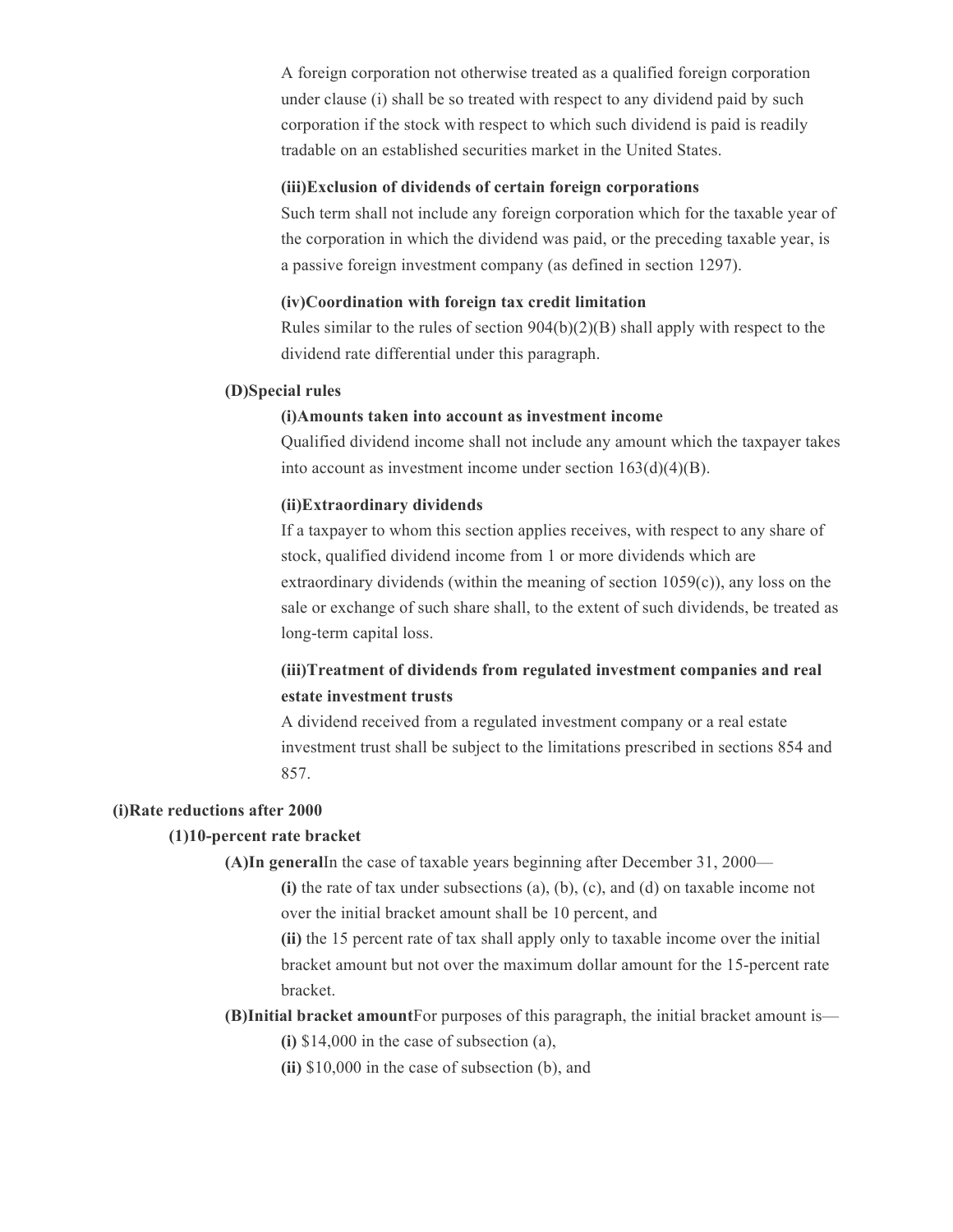A foreign corporation not otherwise treated as a qualified foreign corporation under clause (i) shall be so treated with respect to any dividend paid by such corporation if the stock with respect to which such dividend is paid is readily tradable on an established securities market in the United States.

**(iii)Exclusion of dividends of certain foreign corporations**

Such term shall not include any foreign corporation which for the taxable year of the corporation in which the dividend was paid, or the preceding taxable year, is a passive foreign investment company (as defined in section 1297).

**(iv)Coordination with foreign tax credit limitation**

Rules similar to the rules of section 904(b)(2)(B) shall apply with respect to the dividend rate differential under this paragraph.

**(D)Special rules**

**(i)Amounts taken into account as investment income**

Qualified dividend income shall not include any amount which the taxpayer takes into account as investment income under section 163(d)(4)(B).

**(ii)Extraordinary dividends**

If a taxpayer to whom this section applies receives, with respect to any share of stock, qualified dividend income from 1 or more dividends which are extraordinary dividends (within the meaning of section 1059(c)), any loss on the sale or exchange of such share shall, to the extent of such dividends, be treated as long-term capital loss.

**(iii)Treatment of dividends from regulated investment companies and real estate investment trusts**

A dividend received from a regulated investment company or a real estate investment trust shall be subject to the limitations prescribed in sections 854 and 857.

**(i)Rate reductions after 2000**

**(1)10-percent rate bracket**

**(A)In general**In the case of taxable years beginning after December 31, 2000—

**(i)** the rate of tax under subsections (a), (b), (c), and (d) on taxable income not over the initial bracket amount shall be 10 percent, and

**(ii)** the 15 percent rate of tax shall apply only to taxable income over the initial bracket amount but not over the maximum dollar amount for the 15-percent rate bracket.

**(B)Initial bracket amount**For purposes of this paragraph, the initial bracket amount is—

**(i)** $14,000 in the case of subsection (a),

**(ii)** $10,000 in the case of subsection (b), and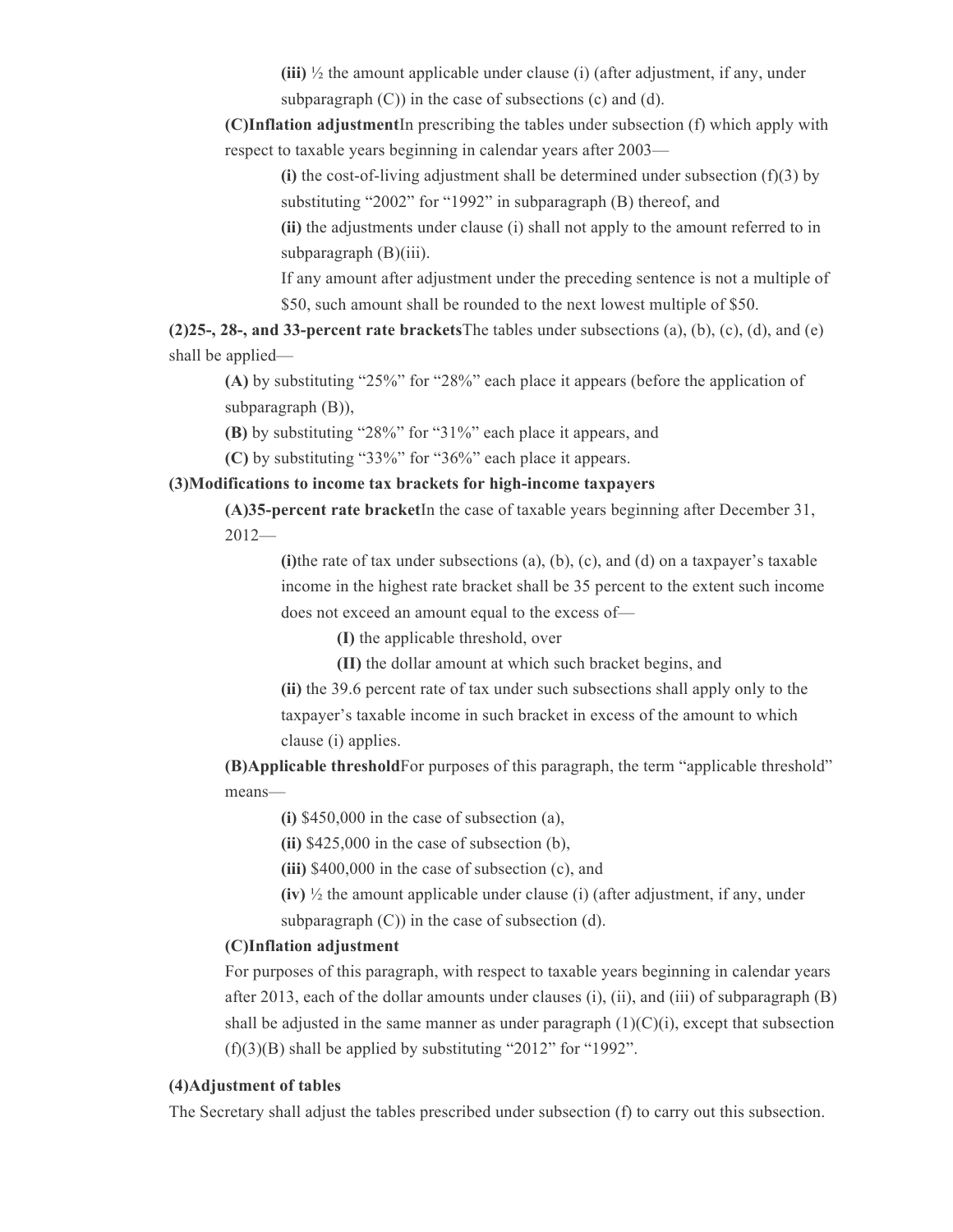**(iii)** ½ the amount applicable under clause (i) (after adjustment, if any, under subparagraph (C)) in the case of subsections (c) and (d).

**(C)Inflation adjustment**In prescribing the tables under subsection (f) which apply with respect to taxable years beginning in calendar years after 2003—

**(i)** the cost-of-living adjustment shall be determined under subsection (f)(3) by substituting “2002” for “1992” in subparagraph (B) thereof, and

**(ii)** the adjustments under clause (i) shall not apply to the amount referred to in subparagraph (B)(iii).

If any amount after adjustment under the preceding sentence is not a multiple of $50, such amount shall be rounded to the next lowest multiple of $50.

**(2)25-, 28-, and 33-percent rate brackets**The tables under subsections (a), (b), (c), (d), and (e) shall be applied—

**(A)** by substituting “25%” for “28%” each place it appears (before the application of subparagraph (B)),

**(B)** by substituting “28%” for “31%” each place it appears, and

**(C)** by substituting “33%” for “36%” each place it appears.

**(3)Modifications to income tax brackets for high-income taxpayers**

**(A)35-percent rate bracket**In the case of taxable years beginning after December 31, 2012—

**(i)**the rate of tax under subsections (a), (b), (c), and (d) on a taxpayer’s taxable income in the highest rate bracket shall be 35 percent to the extent such income does not exceed an amount equal to the excess of—

**(I)** the applicable threshold, over

**(II)** the dollar amount at which such bracket begins, and

**(ii)** the 39.6 percent rate of tax under such subsections shall apply only to the taxpayer’s taxable income in such bracket in excess of the amount to which clause (i) applies.

**(B)Applicable threshold**For purposes of this paragraph, the term “applicable threshold” means—

**(i)** $450,000 in the case of subsection (a),

**(ii)** $425,000 in the case of subsection (b),

**(iii)** $400,000 in the case of subsection (c), and

**(iv)** ½ the amount applicable under clause (i) (after adjustment, if any, under subparagraph (C)) in the case of subsection (d).

**(C)Inflation adjustment**

For purposes of this paragraph, with respect to taxable years beginning in calendar years after 2013, each of the dollar amounts under clauses (i), (ii), and (iii) of subparagraph (B) shall be adjusted in the same manner as under paragraph (1)(C)(i), except that subsection (f)(3)(B) shall be applied by substituting “2012” for “1992”.

**(4)Adjustment of tables**

The Secretary shall adjust the tables prescribed under subsection (f) to carry out this subsection.